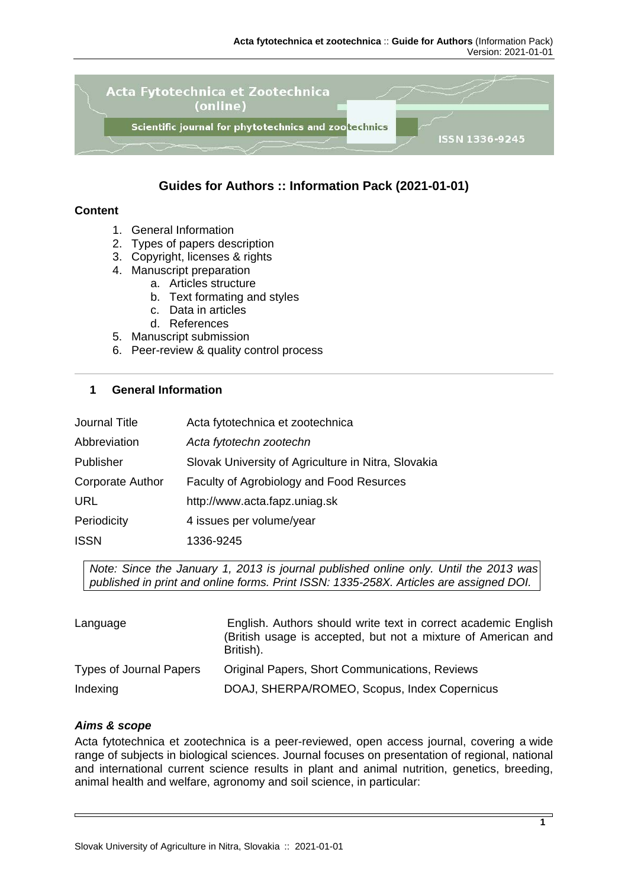# Guides for Authors :: Information Pack (2021-01-01)

**Content**

1. General Information
2. Types of papers description
3. Copyright, licenses & rights
4. Manuscript preparation
    a. Articles structure
    b. Text formating and styles
    c. Data in articles
    d. References
5. Manuscript submission
6. Peer-review & quality control process

---

## 1 General Information

| | |
|---|---|
| Journal Title | Acta fytotechnica et zootechnica |
| Abbreviation | *Acta fytotechn zootechn* |
| Publisher | Slovak University of Agriculture in Nitra, Slovakia |
| Corporate Author | Faculty of Agrobiology and Food Resurces |
| URL | http://www.acta.fapz.uniag.sk |
| Periodicity | 4 issues per volume/year |
| ISSN | 1336-9245 |

*Note: Since the January 1, 2013 is journal published online only. Until the 2013 was published in print and online forms. Print ISSN: 1335-258X. Articles are assigned DOI.*

| | |
|---|---|
| Language | English. Authors should write text in correct academic English (British usage is accepted, but not a mixture of American and British). |
| Types of Journal Papers | Original Papers, Short Communications, Reviews |
| Indexing | DOAJ, SHERPA/ROMEO, Scopus, Index Copernicus |

### *Aims & scope*

Acta fytotechnica et zootechnica is a peer-reviewed, open access journal, covering a wide range of subjects in biological sciences. Journal focuses on presentation of regional, national and international current science results in plant and animal nutrition, genetics, breeding, animal health and welfare, agronomy and soil science, in particular: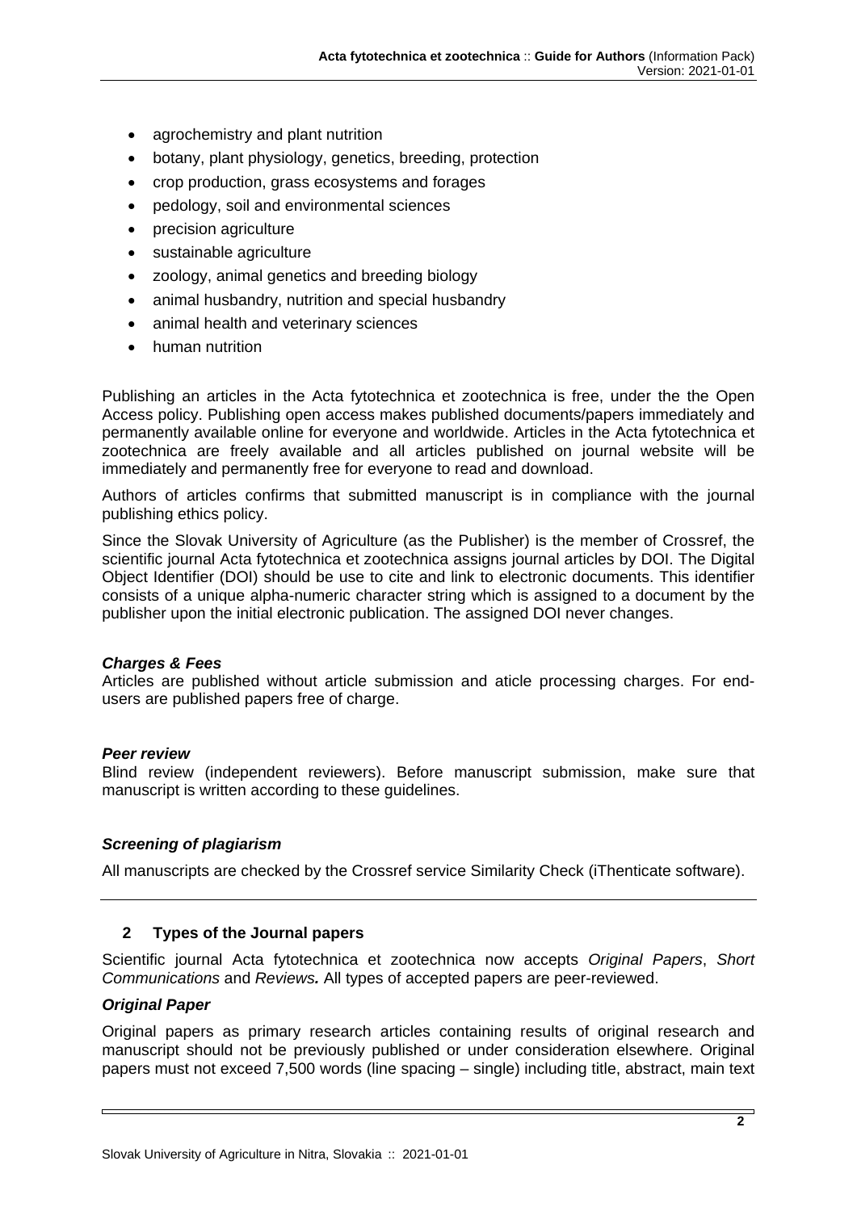- agrochemistry and plant nutrition
- botany, plant physiology, genetics, breeding, protection
- crop production, grass ecosystems and forages
- pedology, soil and environmental sciences
- precision agriculture
- sustainable agriculture
- zoology, animal genetics and breeding biology
- animal husbandry, nutrition and special husbandry
- animal health and veterinary sciences
- human nutrition

Publishing an articles in the Acta fytotechnica et zootechnica is free, under the the Open Access policy. Publishing open access makes published documents/papers immediately and permanently available online for everyone and worldwide. Articles in the Acta fytotechnica et zootechnica are freely available and all articles published on journal website will be immediately and permanently free for everyone to read and download.

Authors of articles confirms that submitted manuscript is in compliance with the journal publishing ethics policy.

Since the Slovak University of Agriculture (as the Publisher) is the member of Crossref, the scientific journal Acta fytotechnica et zootechnica assigns journal articles by DOI. The Digital Object Identifier (DOI) should be use to cite and link to electronic documents. This identifier consists of a unique alpha-numeric character string which is assigned to a document by the publisher upon the initial electronic publication. The assigned DOI never changes.

***Charges & Fees***

Articles are published without article submission and aticle processing charges. For end-users are published papers free of charge.

***Peer review***

Blind review (independent reviewers). Before manuscript submission, make sure that manuscript is written according to these guidelines.

***Screening of plagiarism***

All manuscripts are checked by the Crossref service Similarity Check (iThenticate software).

---

## 2 Types of the Journal papers

Scientific journal Acta fytotechnica et zootechnica now accepts *Original Papers*, *Short Communications* and *Reviews.* All types of accepted papers are peer-reviewed.

***Original Paper***

Original papers as primary research articles containing results of original research and manuscript should not be previously published or under consideration elsewhere. Original papers must not exceed 7,500 words (line spacing – single) including title, abstract, main text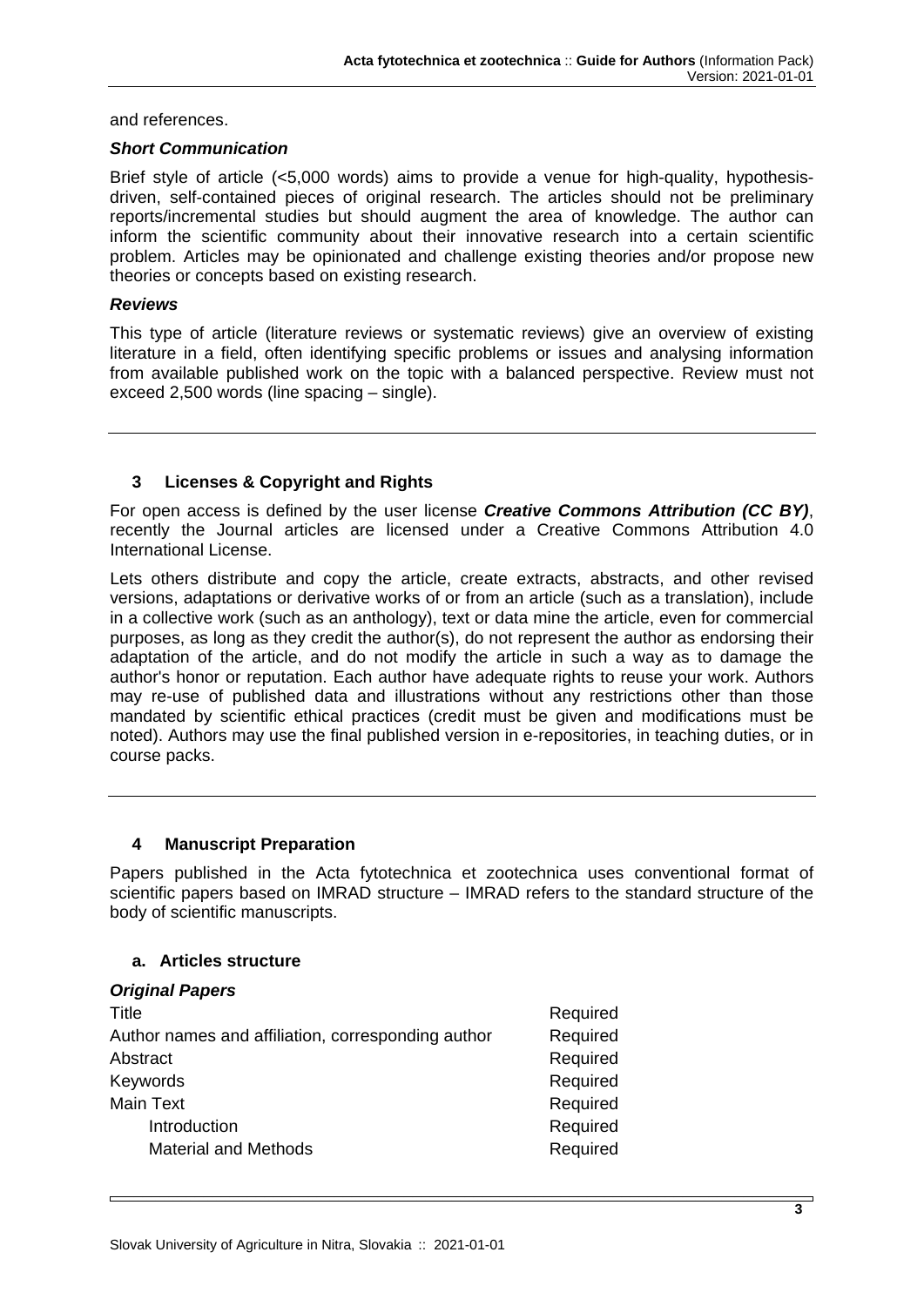and references.

### *Short Communication*

Brief style of article (<5,000 words) aims to provide a venue for high-quality, hypothesis-driven, self-contained pieces of original research. The articles should not be preliminary reports/incremental studies but should augment the area of knowledge. The author can inform the scientific community about their innovative research into a certain scientific problem. Articles may be opinionated and challenge existing theories and/or propose new theories or concepts based on existing research.

### *Reviews*

This type of article (literature reviews or systematic reviews) give an overview of existing literature in a field, often identifying specific problems or issues and analysing information from available published work on the topic with a balanced perspective. Review must not exceed 2,500 words (line spacing – single).

## 3 Licenses & Copyright and Rights

For open access is defined by the user license ***Creative Commons Attribution (CC BY)***, recently the Journal articles are licensed under a Creative Commons Attribution 4.0 International License.

Lets others distribute and copy the article, create extracts, abstracts, and other revised versions, adaptations or derivative works of or from an article (such as a translation), include in a collective work (such as an anthology), text or data mine the article, even for commercial purposes, as long as they credit the author(s), do not represent the author as endorsing their adaptation of the article, and do not modify the article in such a way as to damage the author's honor or reputation. Each author have adequate rights to reuse your work. Authors may re-use of published data and illustrations without any restrictions other than those mandated by scientific ethical practices (credit must be given and modifications must be noted). Authors may use the final published version in e-repositories, in teaching duties, or in course packs.

## 4 Manuscript Preparation

Papers published in the Acta fytotechnica et zootechnica uses conventional format of scientific papers based on IMRAD structure – IMRAD refers to the standard structure of the body of scientific manuscripts.

### a. Articles structure

***Original Papers***

| | |
|---|---|
| Title | Required |
| Author names and affiliation, corresponding author | Required |
| Abstract | Required |
| Keywords | Required |
| Main Text | Required |
| Introduction | Required |
| Material and Methods | Required |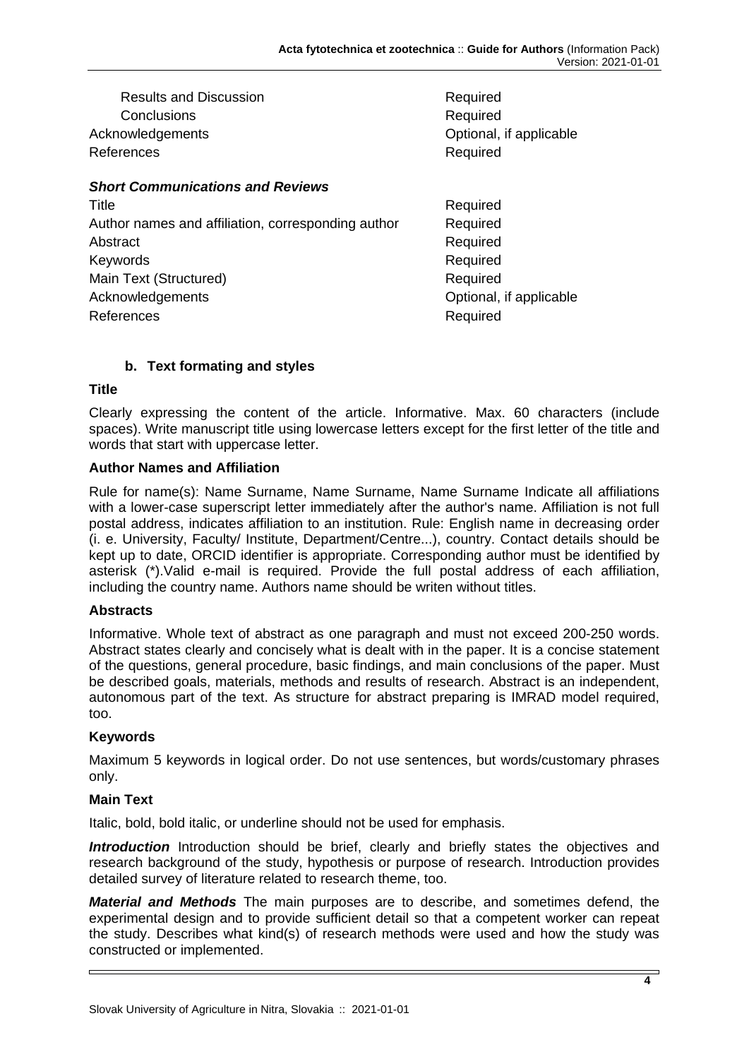| | |
|---|---|
| Results and Discussion | Required |
| Conclusions | Required |
| Acknowledgements | Optional, if applicable |
| References | Required |

***Short Communications and Reviews***

| | |
|---|---|
| Title | Required |
| Author names and affiliation, corresponding author | Required |
| Abstract | Required |
| Keywords | Required |
| Main Text (Structured) | Required |
| Acknowledgements | Optional, if applicable |
| References | Required |

### b. Text formating and styles

**Title**

Clearly expressing the content of the article. Informative. Max. 60 characters (include spaces). Write manuscript title using lowercase letters except for the first letter of the title and words that start with uppercase letter.

**Author Names and Affiliation**

Rule for name(s): Name Surname, Name Surname, Name Surname Indicate all affiliations with a lower-case superscript letter immediately after the author's name. Affiliation is not full postal address, indicates affiliation to an institution. Rule: English name in decreasing order (i. e. University, Faculty/ Institute, Department/Centre...), country. Contact details should be kept up to date, ORCID identifier is appropriate. Corresponding author must be identified by asterisk (*).Valid e-mail is required. Provide the full postal address of each affiliation, including the country name. Authors name should be writen without titles.

**Abstracts**

Informative. Whole text of abstract as one paragraph and must not exceed 200-250 words. Abstract states clearly and concisely what is dealt with in the paper. It is a concise statement of the questions, general procedure, basic findings, and main conclusions of the paper. Must be described goals, materials, methods and results of research. Abstract is an independent, autonomous part of the text. As structure for abstract preparing is IMRAD model required, too.

**Keywords**

Maximum 5 keywords in logical order. Do not use sentences, but words/customary phrases only.

**Main Text**

Italic, bold, bold italic, or underline should not be used for emphasis.

***Introduction*** Introduction should be brief, clearly and briefly states the objectives and research background of the study, hypothesis or purpose of research. Introduction provides detailed survey of literature related to research theme, too.

***Material and Methods*** The main purposes are to describe, and sometimes defend, the experimental design and to provide sufficient detail so that a competent worker can repeat the study. Describes what kind(s) of research methods were used and how the study was constructed or implemented.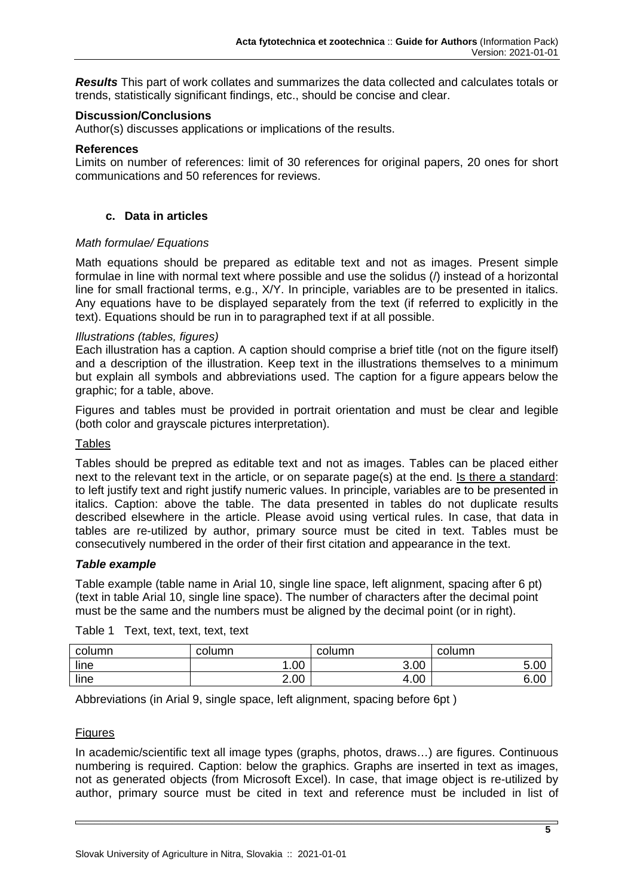***Results*** This part of work collates and summarizes the data collected and calculates totals or trends, statistically significant findings, etc., should be concise and clear.

**Discussion/Conclusions**

Author(s) discusses applications or implications of the results.

**References**

Limits on number of references: limit of 30 references for original papers, 20 ones for short communications and 50 references for reviews.

### c. Data in articles

*Math formulae/ Equations*

Math equations should be prepared as editable text and not as images. Present simple formulae in line with normal text where possible and use the solidus (/) instead of a horizontal line for small fractional terms, e.g., X/Y. In principle, variables are to be presented in italics. Any equations have to be displayed separately from the text (if referred to explicitly in the text). Equations should be run in to paragraphed text if at all possible.

*Illustrations (tables, figures)*

Each illustration has a caption. A caption should comprise a brief title (not on the figure itself) and a description of the illustration. Keep text in the illustrations themselves to a minimum but explain all symbols and abbreviations used. The caption for a figure appears below the graphic; for a table, above.

Figures and tables must be provided in portrait orientation and must be clear and legible (both color and grayscale pictures interpretation).

<u>Tables</u>

Tables should be prepred as editable text and not as images. Tables can be placed either next to the relevant text in the article, or on separate page(s) at the end. <u>Is there a standard</u>: to left justify text and right justify numeric values. In principle, variables are to be presented in italics. Caption: above the table. The data presented in tables do not duplicate results described elsewhere in the article. Please avoid using vertical rules. In case, that data in tables are re-utilized by author, primary source must be cited in text. Tables must be consecutively numbered in the order of their first citation and appearance in the text.

***Table example***

Table example (table name in Arial 10, single line space, left alignment, spacing after 6 pt) (text in table Arial 10, single line space). The number of characters after the decimal point must be the same and the numbers must be aligned by the decimal point (or in right).

Table 1 Text, text, text, text, text

| column | column | column | column |
|---|---:|---:|---:|
| line | 1.00 | 3.00 | 5.00 |
| line | 2.00 | 4.00 | 6.00 |

Abbreviations (in Arial 9, single space, left alignment, spacing before 6pt )

<u>Figures</u>

In academic/scientific text all image types (graphs, photos, draws…) are figures. Continuous numbering is required. Caption: below the graphics. Graphs are inserted in text as images, not as generated objects (from Microsoft Excel). In case, that image object is re-utilized by author, primary source must be cited in text and reference must be included in list of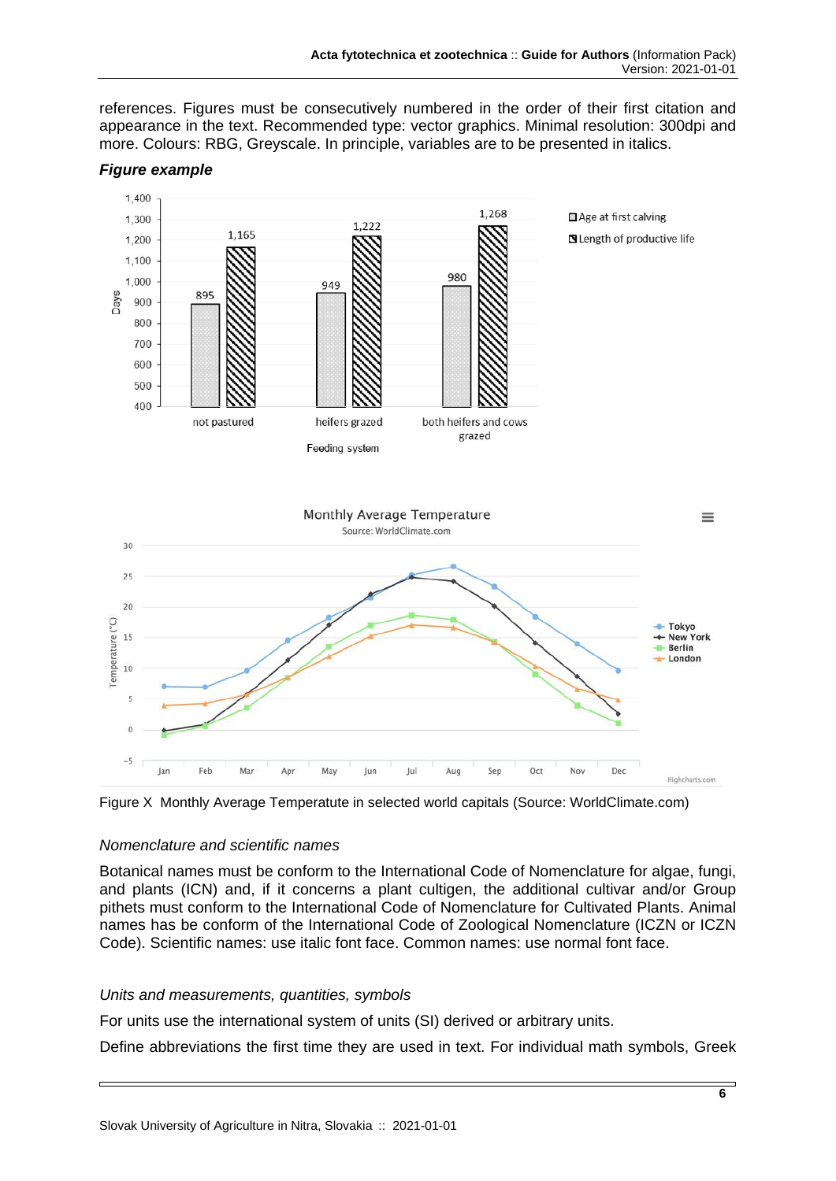references. Figures must be consecutively numbered in the order of their first citation and appearance in the text. Recommended type: vector graphics. Minimal resolution: 300dpi and more. Colours: RBG, Greyscale. In principle, variables are to be presented in italics.

***Figure example***

Figure X  Monthly Average Temperatute in selected world capitals (Source: WorldClimate.com)

*Nomenclature and scientific names*

Botanical names must be conform to the International Code of Nomenclature for algae, fungi, and plants (ICN) and, if it concerns a plant cultigen, the additional cultivar and/or Group pithets must conform to the International Code of Nomenclature for Cultivated Plants. Animal names has be conform of the International Code of Zoological Nomenclature (ICZN or ICZN Code). Scientific names: use italic font face. Common names: use normal font face.

*Units and measurements, quantities, symbols*

For units use the international system of units (SI) derived or arbitrary units.

Define abbreviations the first time they are used in text. For individual math symbols, Greek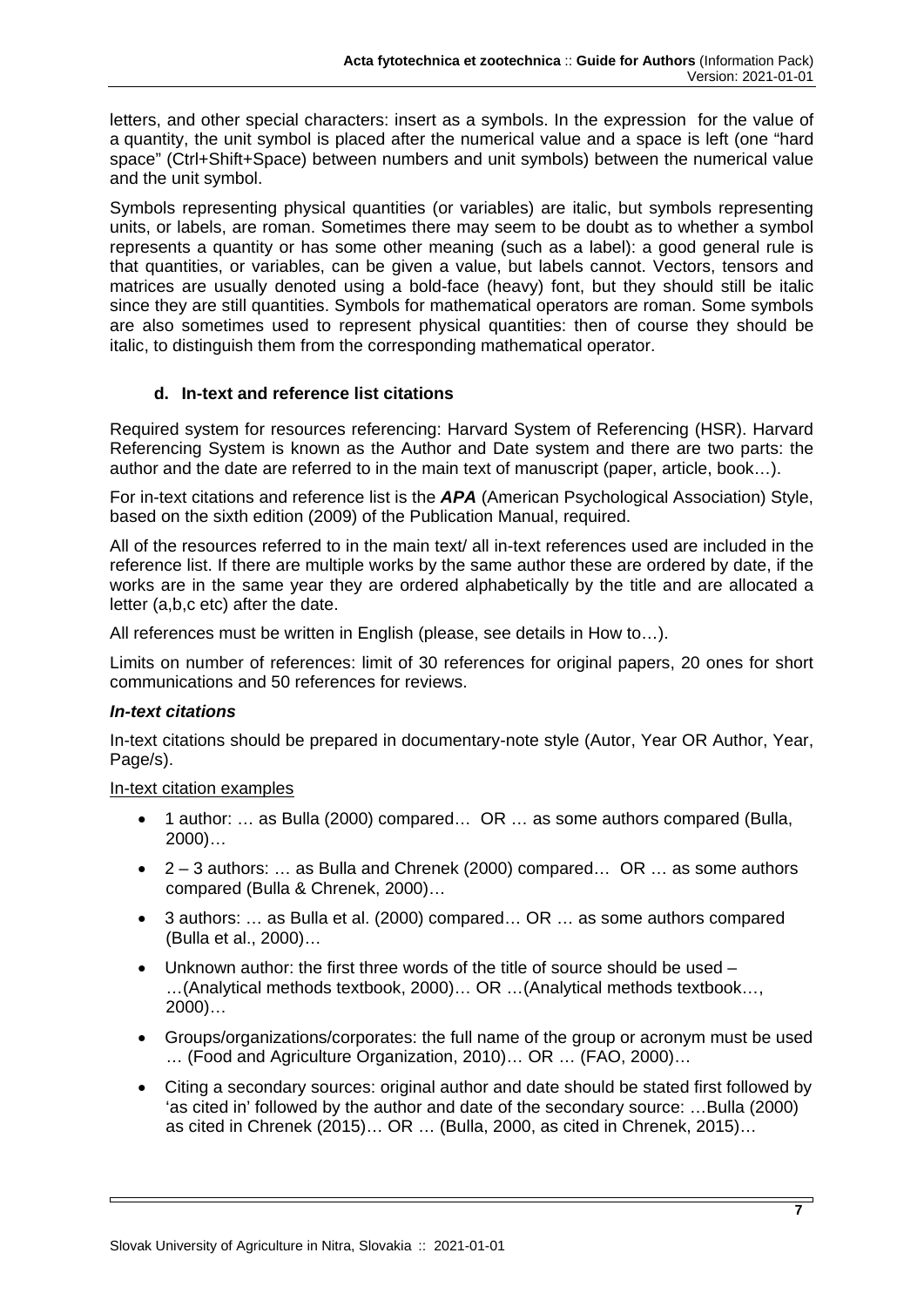letters, and other special characters: insert as a symbols. In the expression for the value of a quantity, the unit symbol is placed after the numerical value and a space is left (one "hard space" (Ctrl+Shift+Space) between numbers and unit symbols) between the numerical value and the unit symbol.

Symbols representing physical quantities (or variables) are italic, but symbols representing units, or labels, are roman. Sometimes there may seem to be doubt as to whether a symbol represents a quantity or has some other meaning (such as a label): a good general rule is that quantities, or variables, can be given a value, but labels cannot. Vectors, tensors and matrices are usually denoted using a bold-face (heavy) font, but they should still be italic since they are still quantities. Symbols for mathematical operators are roman. Some symbols are also sometimes used to represent physical quantities: then of course they should be italic, to distinguish them from the corresponding mathematical operator.

### d. In-text and reference list citations

Required system for resources referencing: Harvard System of Referencing (HSR). Harvard Referencing System is known as the Author and Date system and there are two parts: the author and the date are referred to in the main text of manuscript (paper, article, book…).

For in-text citations and reference list is the ***APA*** (American Psychological Association) Style, based on the sixth edition (2009) of the Publication Manual, required.

All of the resources referred to in the main text/ all in-text references used are included in the reference list. If there are multiple works by the same author these are ordered by date, if the works are in the same year they are ordered alphabetically by the title and are allocated a letter (a,b,c etc) after the date.

All references must be written in English (please, see details in How to…).

Limits on number of references: limit of 30 references for original papers, 20 ones for short communications and 50 references for reviews.

***In-text citations***

In-text citations should be prepared in documentary-note style (Autor, Year OR Author, Year, Page/s).

<u>In-text citation examples</u>

- 1 author: … as Bulla (2000) compared… OR … as some authors compared (Bulla, 2000)…
- 2 – 3 authors: … as Bulla and Chrenek (2000) compared… OR … as some authors compared (Bulla & Chrenek, 2000)…
- 3 authors: … as Bulla et al. (2000) compared… OR … as some authors compared (Bulla et al., 2000)…
- Unknown author: the first three words of the title of source should be used – …(Analytical methods textbook, 2000)… OR …(Analytical methods textbook…, 2000)…
- Groups/organizations/corporates: the full name of the group or acronym must be used … (Food and Agriculture Organization, 2010)… OR … (FAO, 2000)…
- Citing a secondary sources: original author and date should be stated first followed by 'as cited in' followed by the author and date of the secondary source: …Bulla (2000) as cited in Chrenek (2015)… OR … (Bulla, 2000, as cited in Chrenek, 2015)…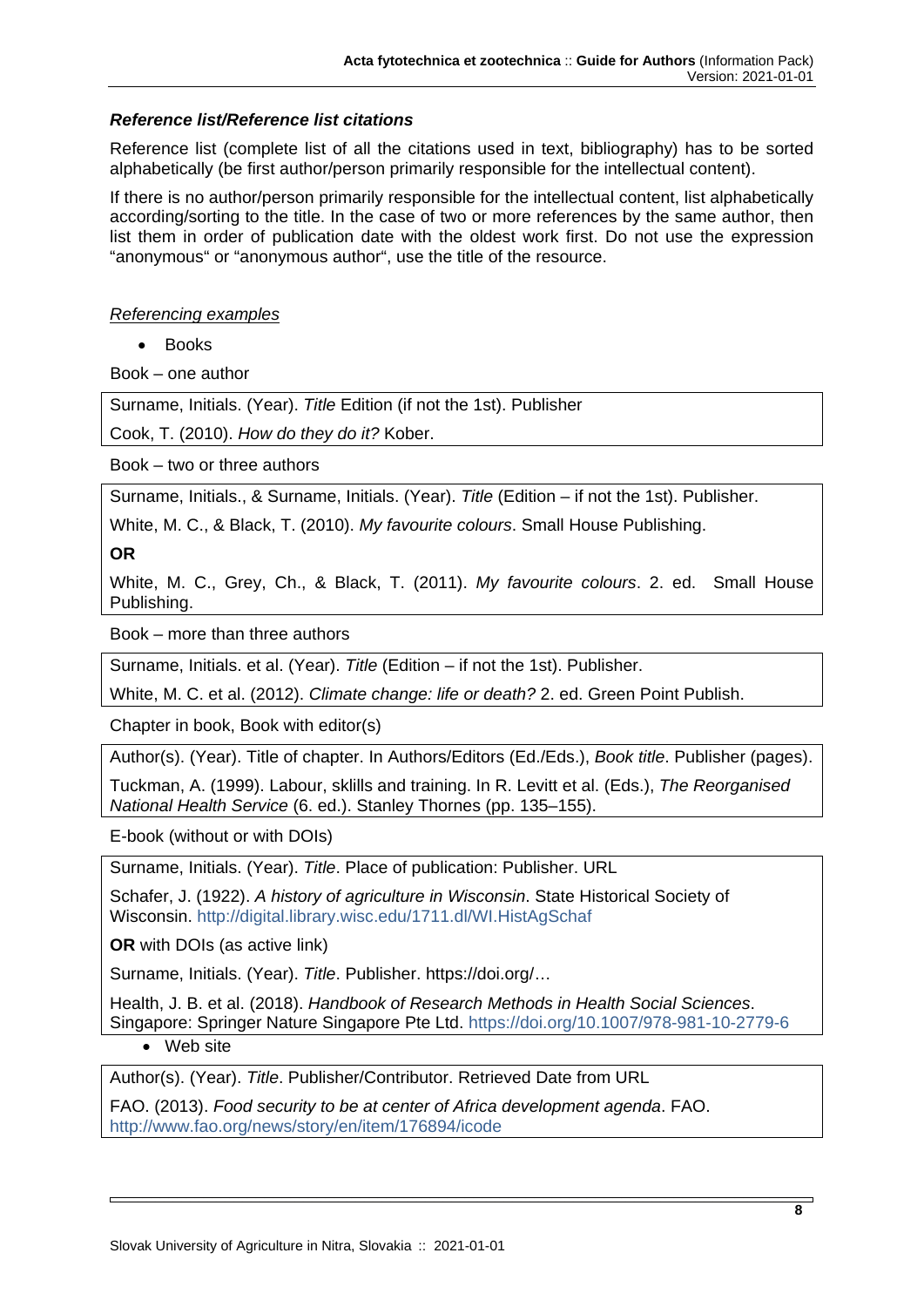### ***Reference list/Reference list citations***

Reference list (complete list of all the citations used in text, bibliography) has to be sorted alphabetically (be first author/person primarily responsible for the intellectual content).

If there is no author/person primarily responsible for the intellectual content, list alphabetically according/sorting to the title. In the case of two or more references by the same author, then list them in order of publication date with the oldest work first. Do not use the expression "anonymous" or "anonymous author", use the title of the resource.

#### <u>Referencing examples</u>

- Books

Book – one author

Surname, Initials. (Year). *Title* Edition (if not the 1st). Publisher

Cook, T. (2010). *How do they do it?* Kober.

Book – two or three authors

Surname, Initials., & Surname, Initials. (Year). *Title* (Edition – if not the 1st). Publisher.

White, M. C., & Black, T. (2010). *My favourite colours*. Small House Publishing.

**OR**

White, M. C., Grey, Ch., & Black, T. (2011). *My favourite colours*. 2. ed. Small House Publishing.

Book – more than three authors

Surname, Initials. et al. (Year). *Title* (Edition – if not the 1st). Publisher.

White, M. C. et al. (2012). *Climate change: life or death?* 2. ed. Green Point Publish.

Chapter in book, Book with editor(s)

Author(s). (Year). Title of chapter. In Authors/Editors (Ed./Eds.), *Book title*. Publisher (pages).

Tuckman, A. (1999). Labour, sklills and training. In R. Levitt et al. (Eds.), *The Reorganised National Health Service* (6. ed.). Stanley Thornes (pp. 135–155).

E-book (without or with DOIs)

Surname, Initials. (Year). *Title*. Place of publication: Publisher. URL

Schafer, J. (1922). *A history of agriculture in Wisconsin*. State Historical Society of Wisconsin. http://digital.library.wisc.edu/1711.dl/WI.HistAgSchaf

**OR** with DOIs (as active link)

Surname, Initials. (Year). *Title*. Publisher. https://doi.org/…

Health, J. B. et al. (2018). *Handbook of Research Methods in Health Social Sciences*. Singapore: Springer Nature Singapore Pte Ltd. https://doi.org/10.1007/978-981-10-2779-6

- Web site

Author(s). (Year). *Title*. Publisher/Contributor. Retrieved Date from URL

FAO. (2013). *Food security to be at center of Africa development agenda*. FAO. http://www.fao.org/news/story/en/item/176894/icode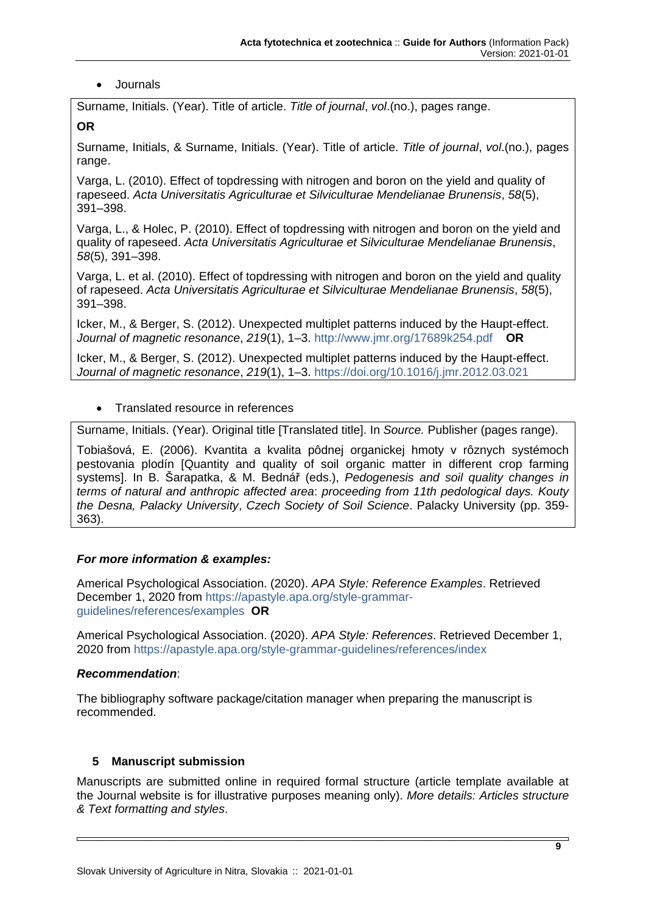- Journals

Surname, Initials. (Year). Title of article. *Title of journal*, *vol*.(no.), pages range.

**OR**

Surname, Initials, & Surname, Initials. (Year). Title of article. *Title of journal*, *vol*.(no.), pages range.

Varga, L. (2010). Effect of topdressing with nitrogen and boron on the yield and quality of rapeseed. *Acta Universitatis Agriculturae et Silviculturae Mendelianae Brunensis*, *58*(5), 391–398.

Varga, L., & Holec, P. (2010). Effect of topdressing with nitrogen and boron on the yield and quality of rapeseed. *Acta Universitatis Agriculturae et Silviculturae Mendelianae Brunensis*, *58*(5), 391–398.

Varga, L. et al. (2010). Effect of topdressing with nitrogen and boron on the yield and quality of rapeseed. *Acta Universitatis Agriculturae et Silviculturae Mendelianae Brunensis*, *58*(5), 391–398.

Icker, M., & Berger, S. (2012). Unexpected multiplet patterns induced by the Haupt-effect. *Journal of magnetic resonance*, *219*(1), 1–3. http://www.jmr.org/17689k254.pdf **OR**

Icker, M., & Berger, S. (2012). Unexpected multiplet patterns induced by the Haupt-effect. *Journal of magnetic resonance*, *219*(1), 1–3. https://doi.org/10.1016/j.jmr.2012.03.021

- Translated resource in references

Surname, Initials. (Year). Original title [Translated title]. In *Source.* Publisher (pages range).

Tobiašová, E. (2006). Kvantita a kvalita pôdnej organickej hmoty v rôznych systémoch pestovania plodín [Quantity and quality of soil organic matter in different crop farming systems]. In B. Šarapatka, & M. Bednář (eds.), *Pedogenesis and soil quality changes in terms of natural and anthropic affected area*: *proceeding from 11th pedological days. Kouty the Desna, Palacky University*, *Czech Society of Soil Science*. Palacky University (pp. 359-363).

***For more information & examples:***

Americal Psychological Association. (2020). *APA Style: Reference Examples*. Retrieved December 1, 2020 from https://apastyle.apa.org/style-grammar-guidelines/references/examples **OR**

Americal Psychological Association. (2020). *APA Style: References*. Retrieved December 1, 2020 from https://apastyle.apa.org/style-grammar-guidelines/references/index

***Recommendation***:

The bibliography software package/citation manager when preparing the manuscript is recommended.

## 5 Manuscript submission

Manuscripts are submitted online in required formal structure (article template available at the Journal website is for illustrative purposes meaning only). *More details: Articles structure & Text formatting and styles*.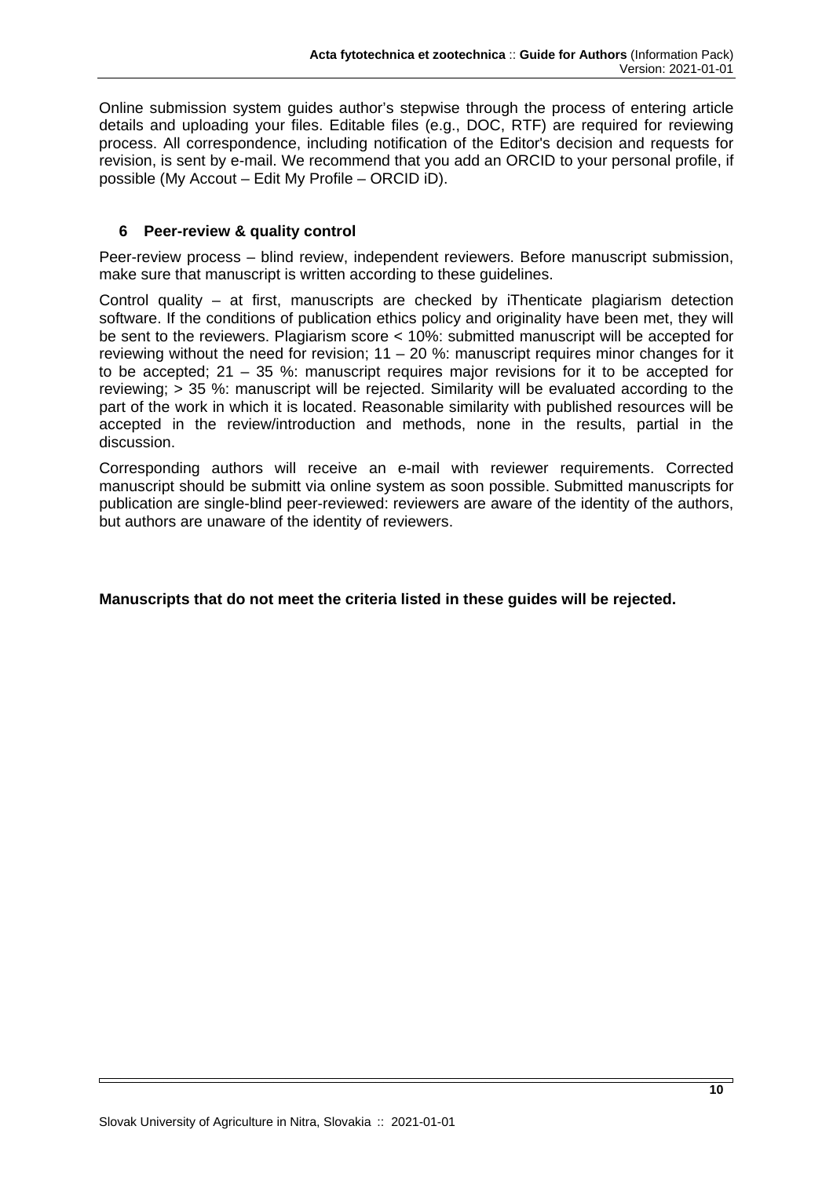Online submission system guides author's stepwise through the process of entering article details and uploading your files. Editable files (e.g., DOC, RTF) are required for reviewing process. All correspondence, including notification of the Editor's decision and requests for revision, is sent by e-mail. We recommend that you add an ORCID to your personal profile, if possible (My Accout – Edit My Profile – ORCID iD).

## 6 Peer-review & quality control

Peer-review process – blind review, independent reviewers. Before manuscript submission, make sure that manuscript is written according to these guidelines.

Control quality – at first, manuscripts are checked by iThenticate plagiarism detection software. If the conditions of publication ethics policy and originality have been met, they will be sent to the reviewers. Plagiarism score < 10%: submitted manuscript will be accepted for reviewing without the need for revision; 11 – 20 %: manuscript requires minor changes for it to be accepted; 21 – 35 %: manuscript requires major revisions for it to be accepted for reviewing; > 35 %: manuscript will be rejected. Similarity will be evaluated according to the part of the work in which it is located. Reasonable similarity with published resources will be accepted in the review/introduction and methods, none in the results, partial in the discussion.

Corresponding authors will receive an e-mail with reviewer requirements. Corrected manuscript should be submitt via online system as soon possible. Submitted manuscripts for publication are single-blind peer-reviewed: reviewers are aware of the identity of the authors, but authors are unaware of the identity of reviewers.

**Manuscripts that do not meet the criteria listed in these guides will be rejected.**